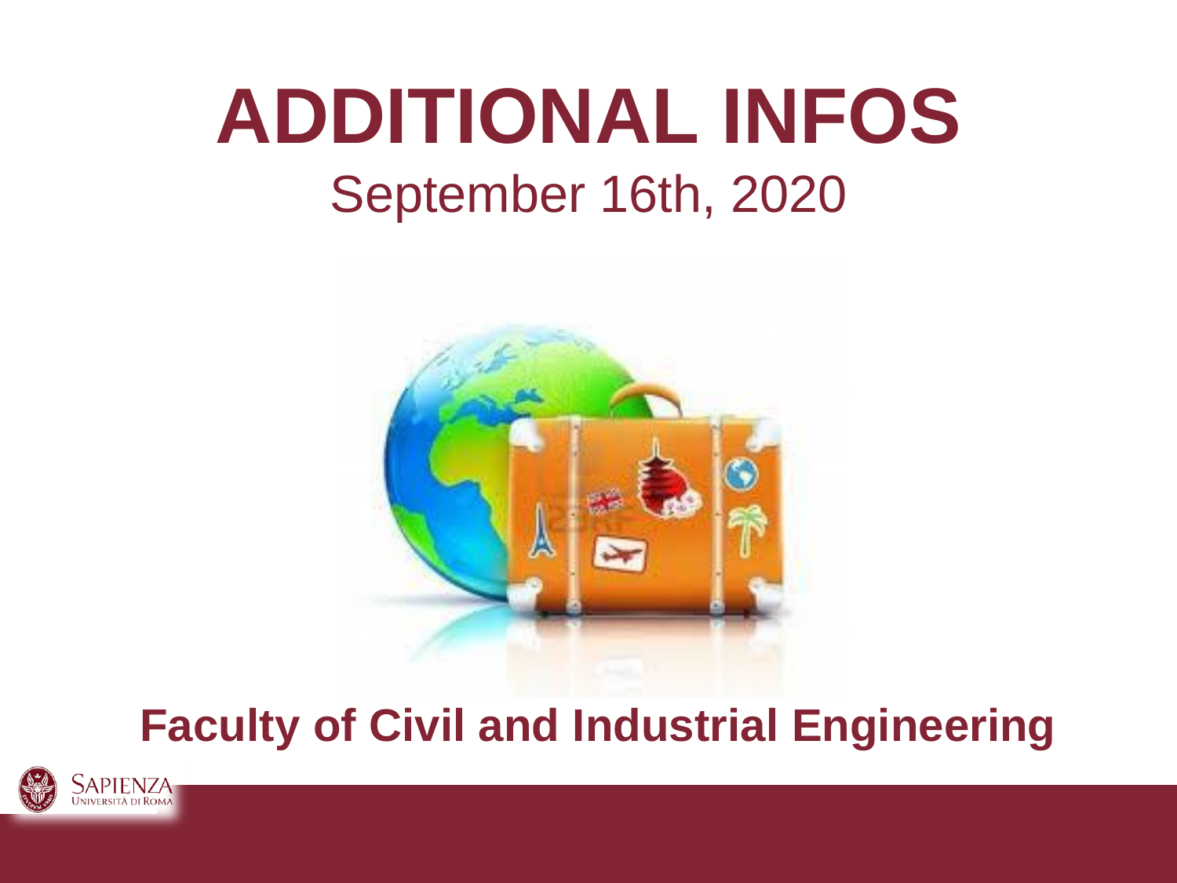# ADDITIONAL INFOS

September 16th, 2020

**Faculty of Civil and Industrial Engineering**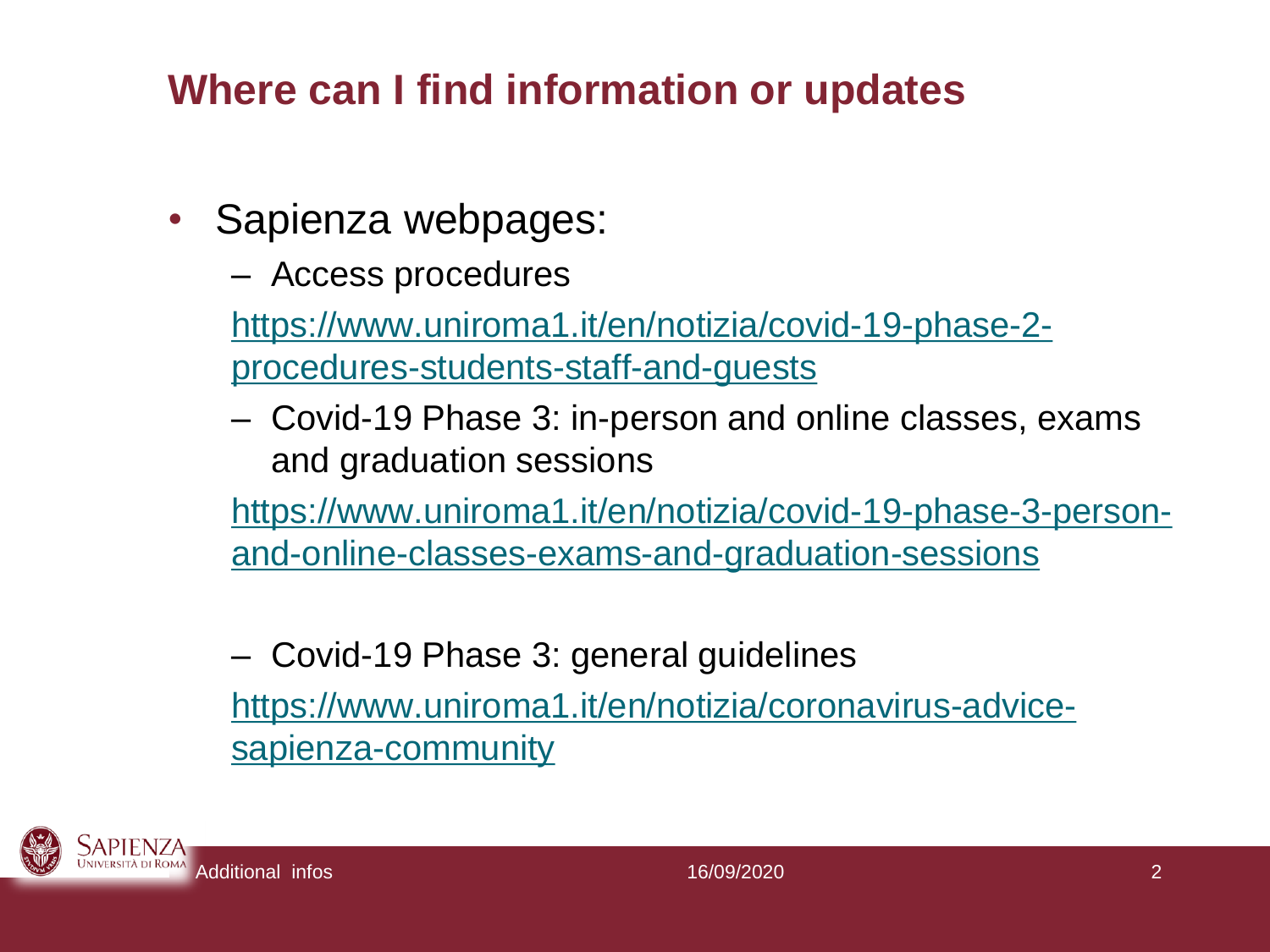## Where can I find information or updates

- Sapienza webpages:
  - Access procedures

    https://www.uniroma1.it/en/notizia/covid-19-phase-2-procedures-students-staff-and-guests

  - Covid-19 Phase 3: in-person and online classes, exams and graduation sessions

    https://www.uniroma1.it/en/notizia/covid-19-phase-3-person-and-online-classes-exams-and-graduation-sessions

  - Covid-19 Phase 3: general guidelines

    https://www.uniroma1.it/en/notizia/coronavirus-advice-sapienza-community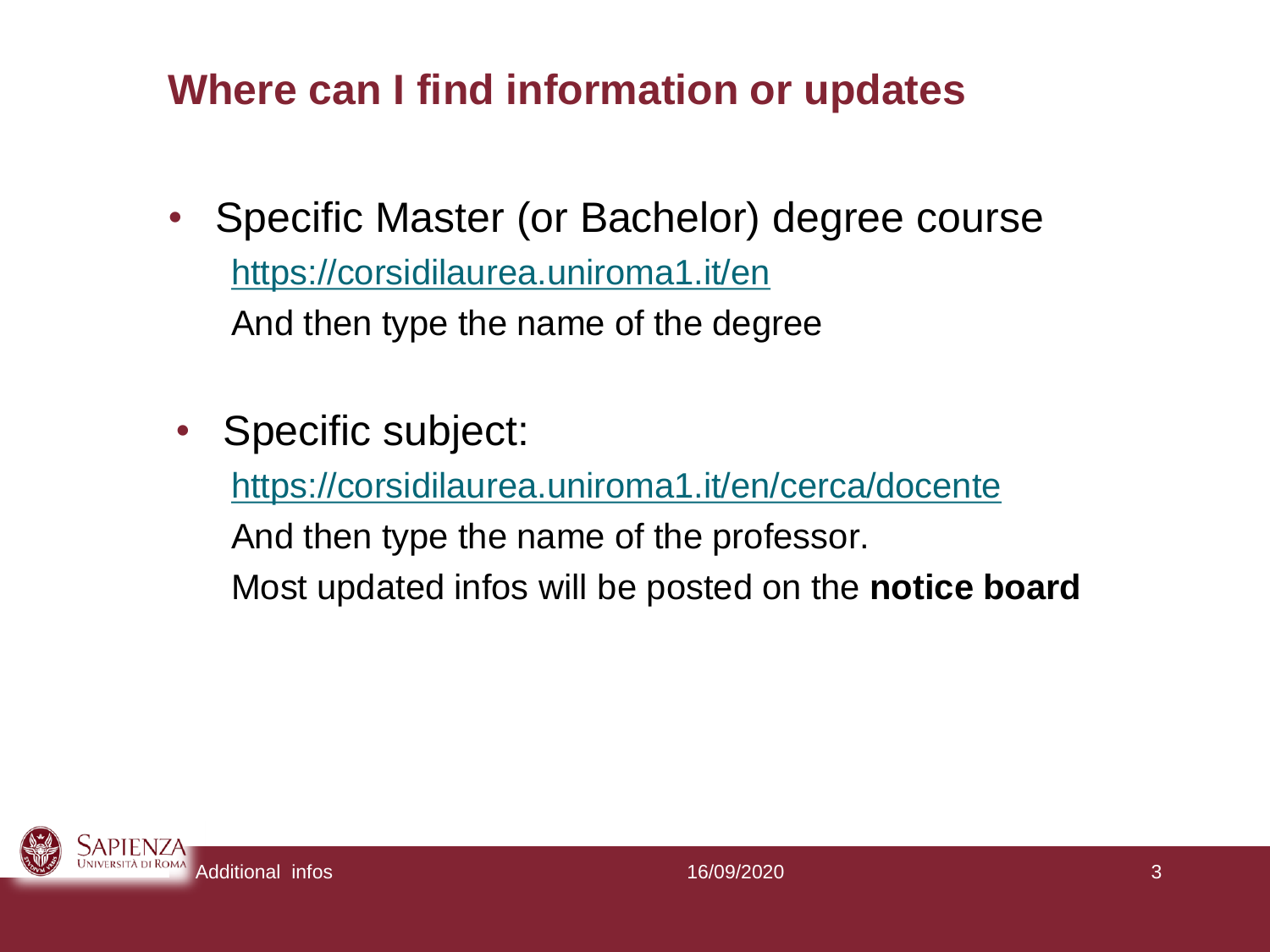## Where can I find information or updates

- Specific Master (or Bachelor) degree course
  https://corsidilaurea.uniroma1.it/en
  And then type the name of the degree

- Specific subject:
  https://corsidilaurea.uniroma1.it/en/cerca/docente
  And then type the name of the professor.
  Most updated infos will be posted on the **notice board**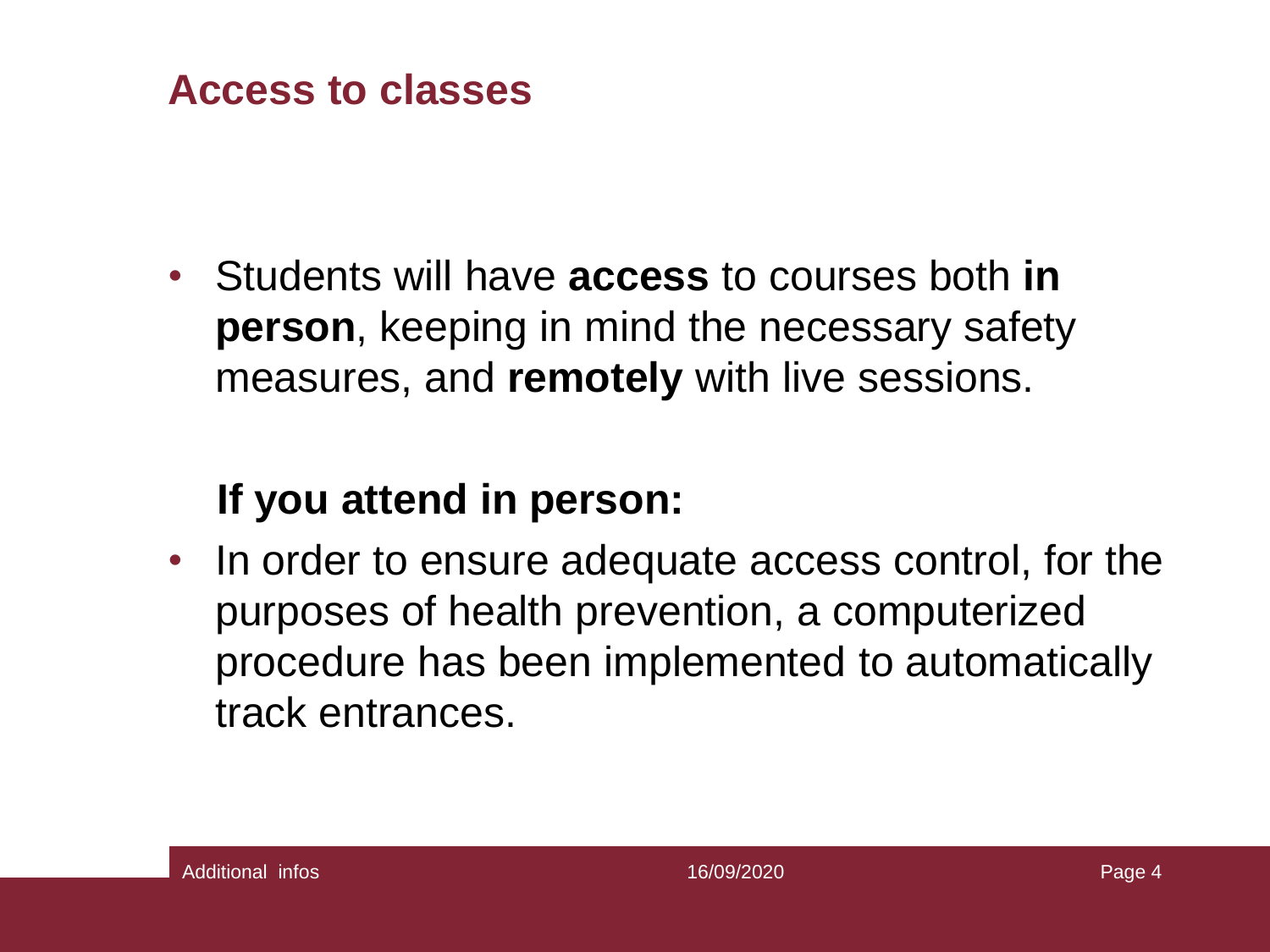## Access to classes

- Students will have **access** to courses both **in person**, keeping in mind the necessary safety measures, and **remotely** with live sessions.

**If you attend in person:**

- In order to ensure adequate access control, for the purposes of health prevention, a computerized procedure has been implemented to automatically track entrances.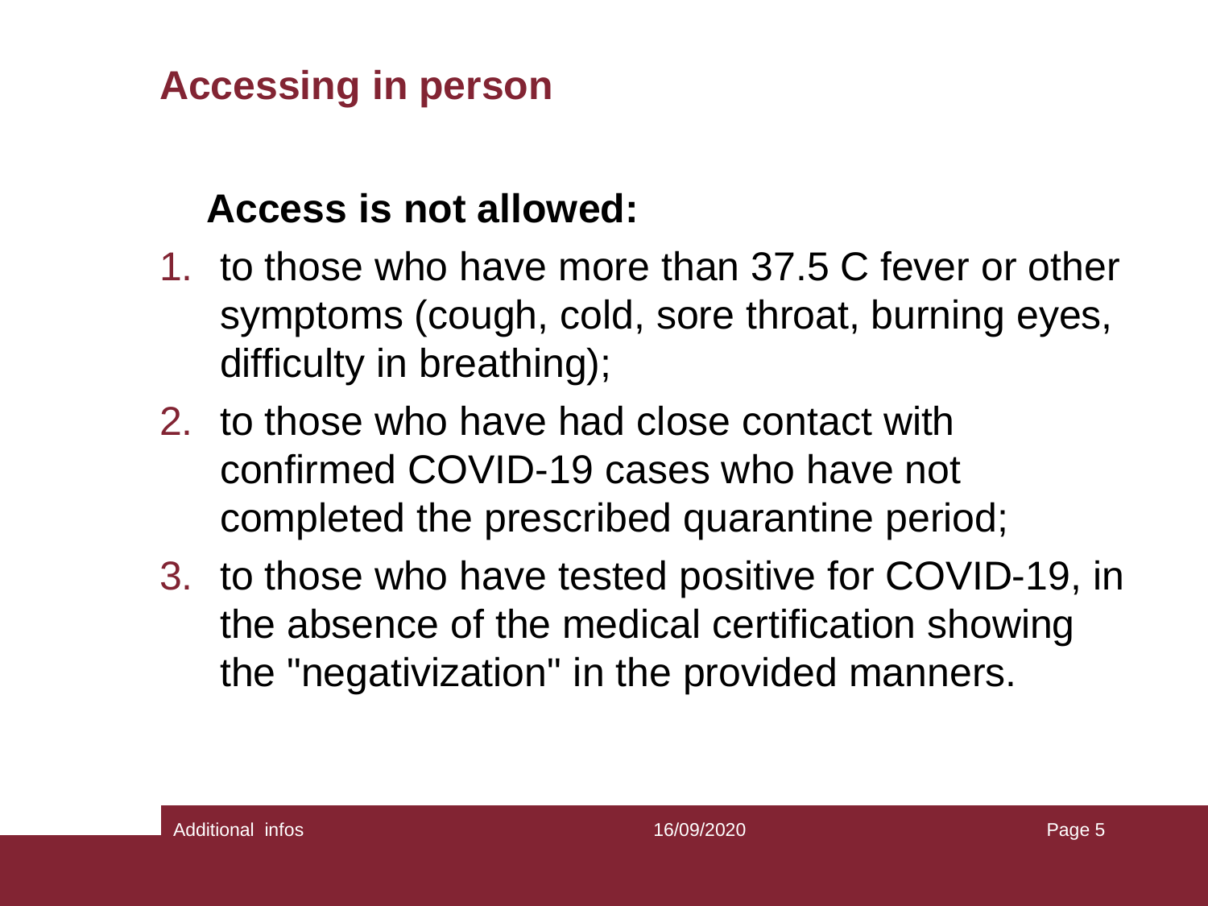## Accessing in person

**Access is not allowed:**

1. to those who have more than 37.5 C fever or other symptoms (cough, cold, sore throat, burning eyes, difficulty in breathing);
2. to those who have had close contact with confirmed COVID-19 cases who have not completed the prescribed quarantine period;
3. to those who have tested positive for COVID-19, in the absence of the medical certification showing the "negativization" in the provided manners.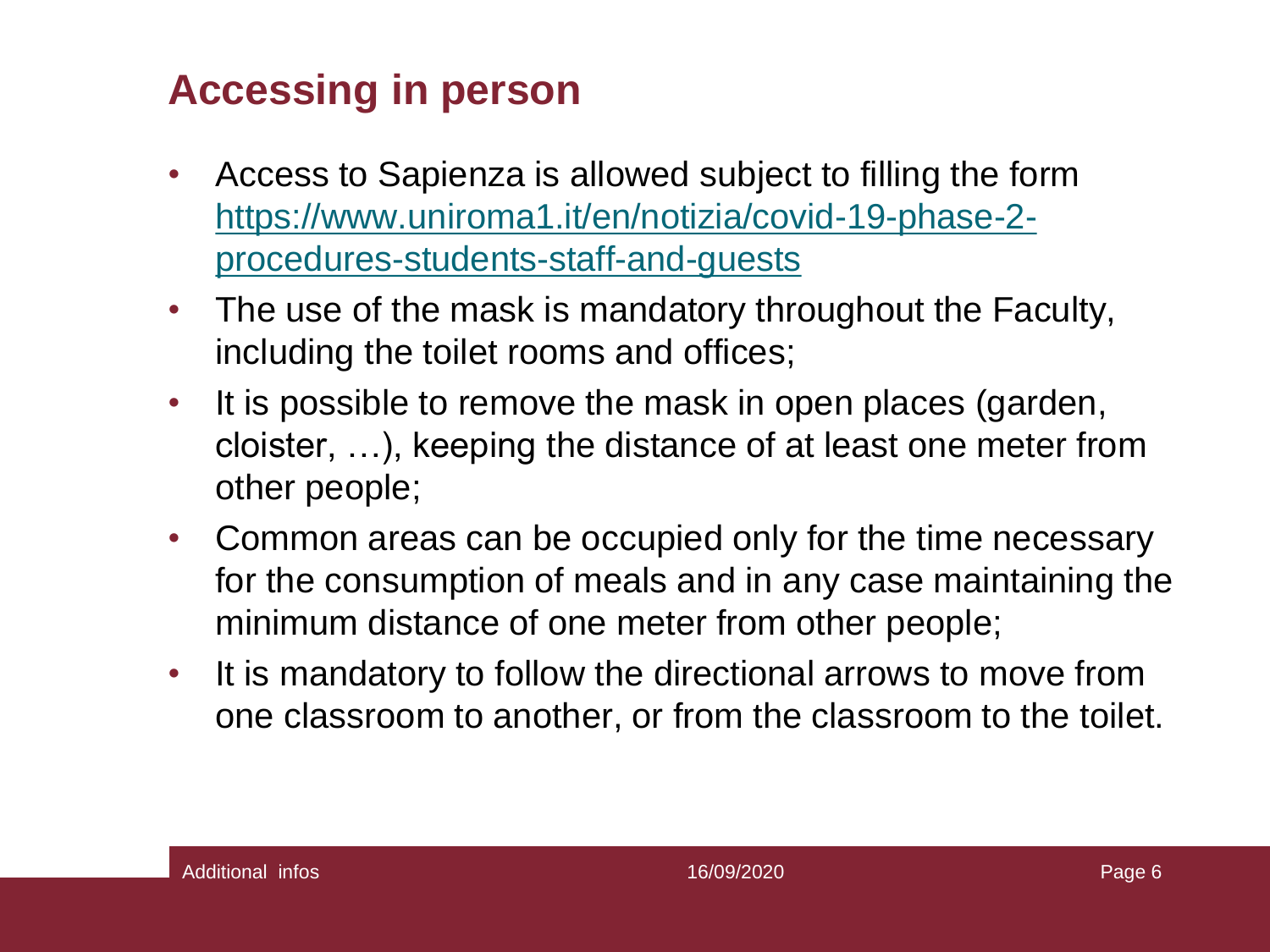## Accessing in person

- Access to Sapienza is allowed subject to filling the form [https://www.uniroma1.it/en/notizia/covid-19-phase-2-procedures-students-staff-and-guests](https://www.uniroma1.it/en/notizia/covid-19-phase-2-procedures-students-staff-and-guests)
- The use of the mask is mandatory throughout the Faculty, including the toilet rooms and offices;
- It is possible to remove the mask in open places (garden, cloister, …), keeping the distance of at least one meter from other people;
- Common areas can be occupied only for the time necessary for the consumption of meals and in any case maintaining the minimum distance of one meter from other people;
- It is mandatory to follow the directional arrows to move from one classroom to another, or from the classroom to the toilet.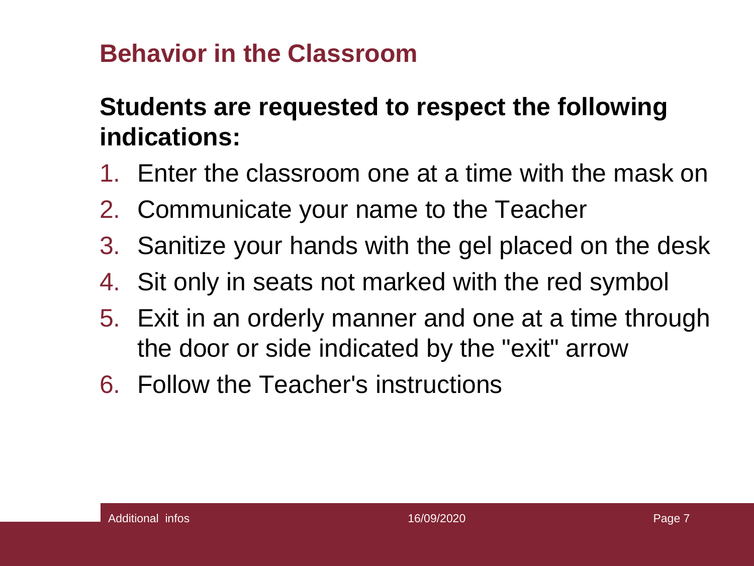## Behavior in the Classroom

**Students are requested to respect the following indications:**

1. Enter the classroom one at a time with the mask on
2. Communicate your name to the Teacher
3. Sanitize your hands with the gel placed on the desk
4. Sit only in seats not marked with the red symbol
5. Exit in an orderly manner and one at a time through the door or side indicated by the "exit" arrow
6. Follow the Teacher's instructions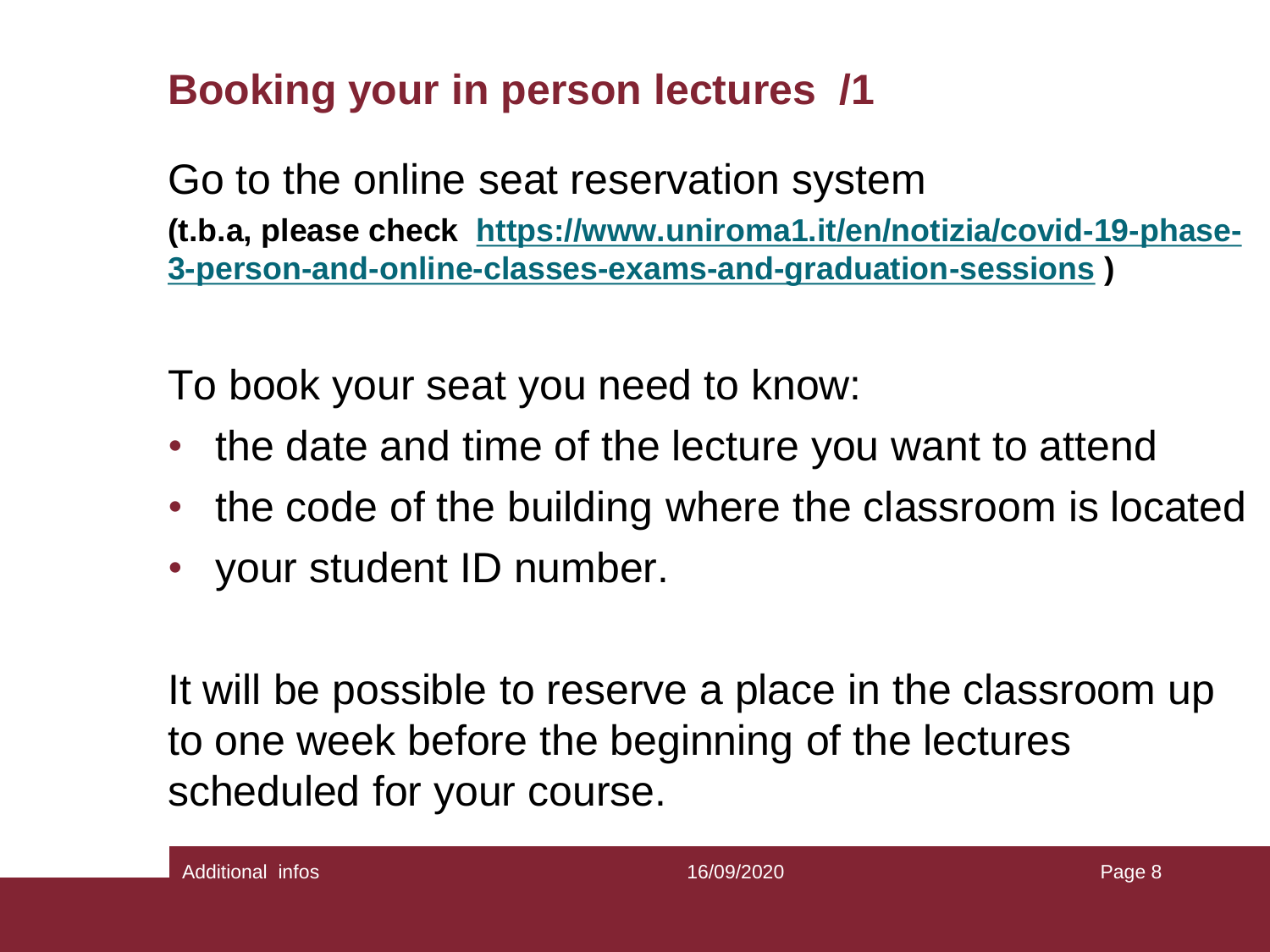# Booking your in person lectures /1

Go to the online seat reservation system

**(t.b.a, please check https://www.uniroma1.it/en/notizia/covid-19-phase-3-person-and-online-classes-exams-and-graduation-sessions )**

To book your seat you need to know:

- the date and time of the lecture you want to attend
- the code of the building where the classroom is located
- your student ID number.

It will be possible to reserve a place in the classroom up to one week before the beginning of the lectures scheduled for your course.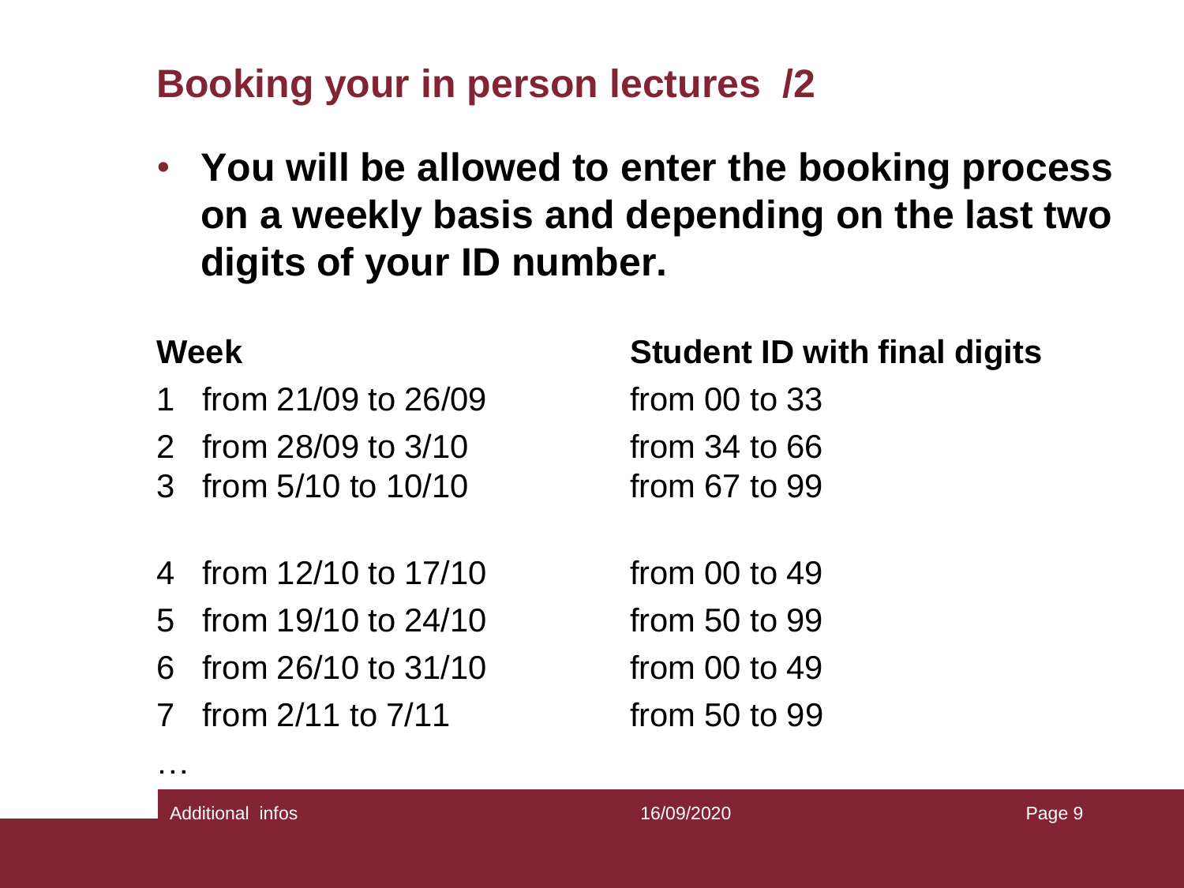## Booking your in person lectures /2

- **You will be allowed to enter the booking process on a weekly basis and depending on the last two digits of your ID number.**

| Week | | Student ID with final digits |
|---|---|---|
| 1 | from 21/09 to 26/09 | from 00 to 33 |
| 2 | from 28/09 to 3/10 | from 34 to 66 |
| 3 | from 5/10 to 10/10 | from 67 to 99 |
| 4 | from 12/10 to 17/10 | from 00 to 49 |
| 5 | from 19/10 to 24/10 | from 50 to 99 |
| 6 | from 26/10 to 31/10 | from 00 to 49 |
| 7 | from 2/11 to 7/11 | from 50 to 99 |

…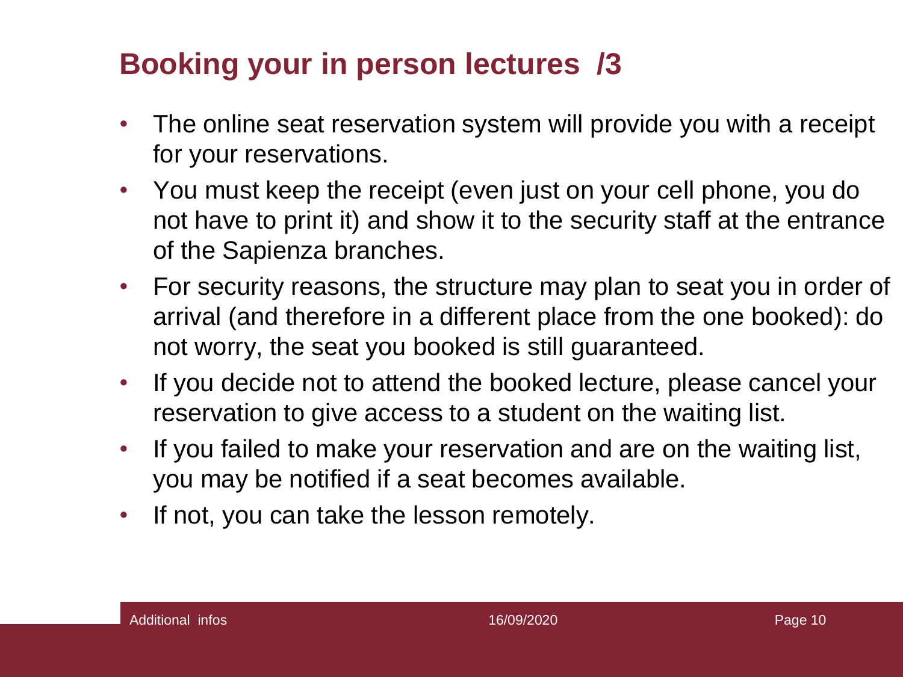## Booking your in person lectures /3

- The online seat reservation system will provide you with a receipt for your reservations.
- You must keep the receipt (even just on your cell phone, you do not have to print it) and show it to the security staff at the entrance of the Sapienza branches.
- For security reasons, the structure may plan to seat you in order of arrival (and therefore in a different place from the one booked): do not worry, the seat you booked is still guaranteed.
- If you decide not to attend the booked lecture, please cancel your reservation to give access to a student on the waiting list.
- If you failed to make your reservation and are on the waiting list, you may be notified if a seat becomes available.
- If not, you can take the lesson remotely.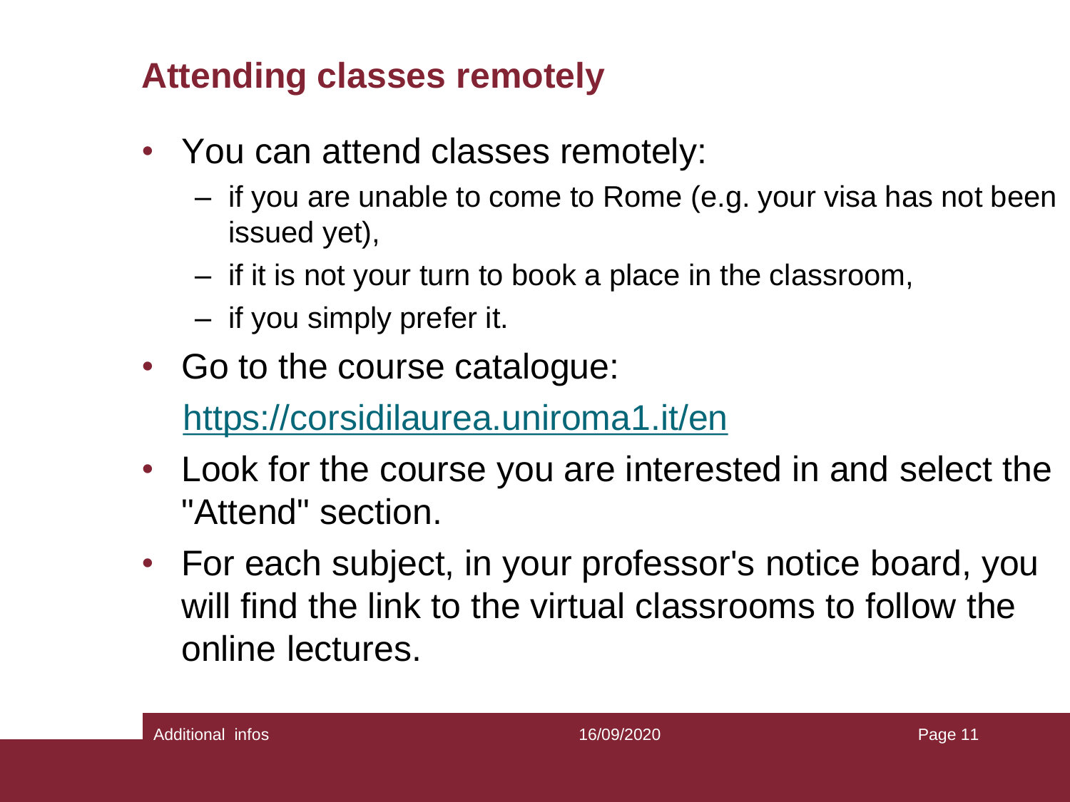## Attending classes remotely

- You can attend classes remotely:
  - if you are unable to come to Rome (e.g. your visa has not been issued yet),
  - if it is not your turn to book a place in the classroom,
  - if you simply prefer it.
- Go to the course catalogue:

  https://corsidilaurea.uniroma1.it/en
- Look for the course you are interested in and select the "Attend" section.
- For each subject, in your professor's notice board, you will find the link to the virtual classrooms to follow the online lectures.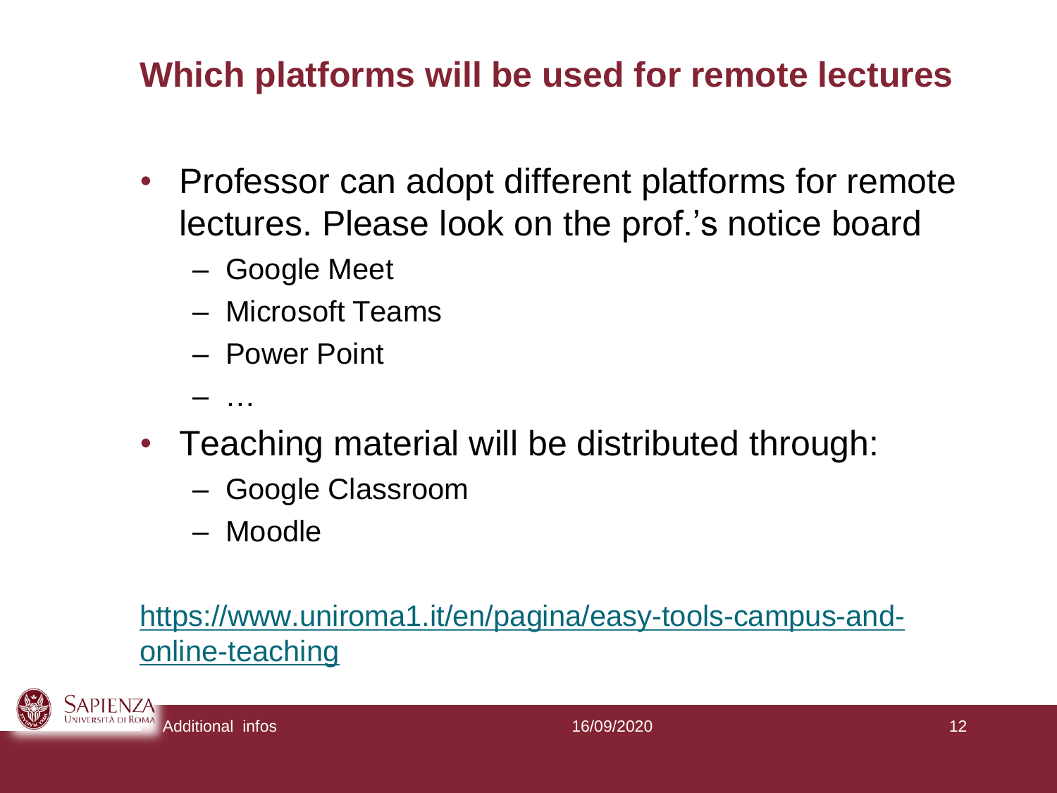## Which platforms will be used for remote lectures

- Professor can adopt different platforms for remote lectures. Please look on the prof.'s notice board
  - Google Meet
  - Microsoft Teams
  - Power Point
  - …
- Teaching material will be distributed through:
  - Google Classroom
  - Moodle

https://www.uniroma1.it/en/pagina/easy-tools-campus-and-online-teaching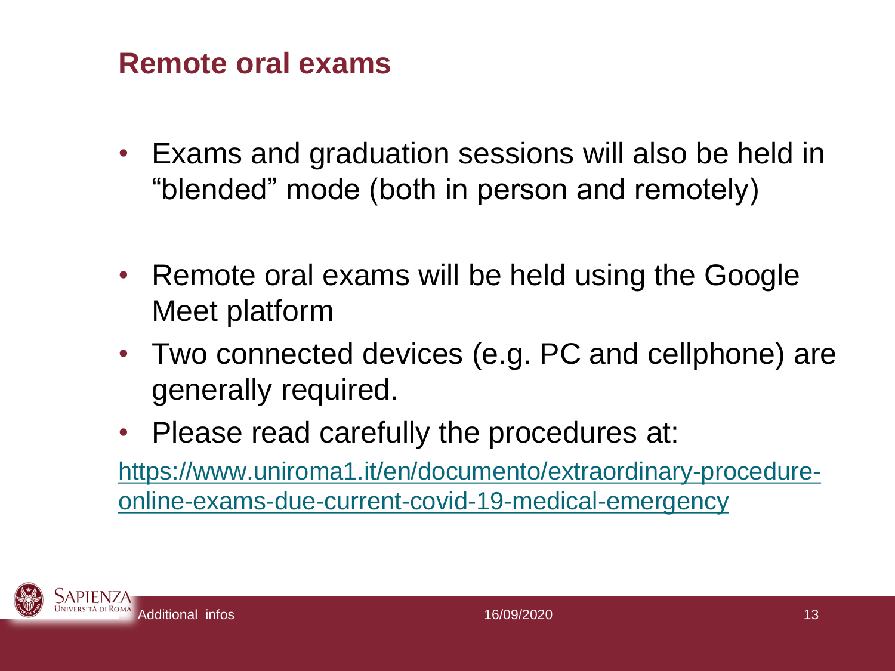## Remote oral exams

- Exams and graduation sessions will also be held in "blended" mode (both in person and remotely)

- Remote oral exams will be held using the Google Meet platform
- Two connected devices (e.g. PC and cellphone) are generally required.
- Please read carefully the procedures at:

[https://www.uniroma1.it/en/documento/extraordinary-procedure-online-exams-due-current-covid-19-medical-emergency](https://www.uniroma1.it/en/documento/extraordinary-procedure-online-exams-due-current-covid-19-medical-emergency)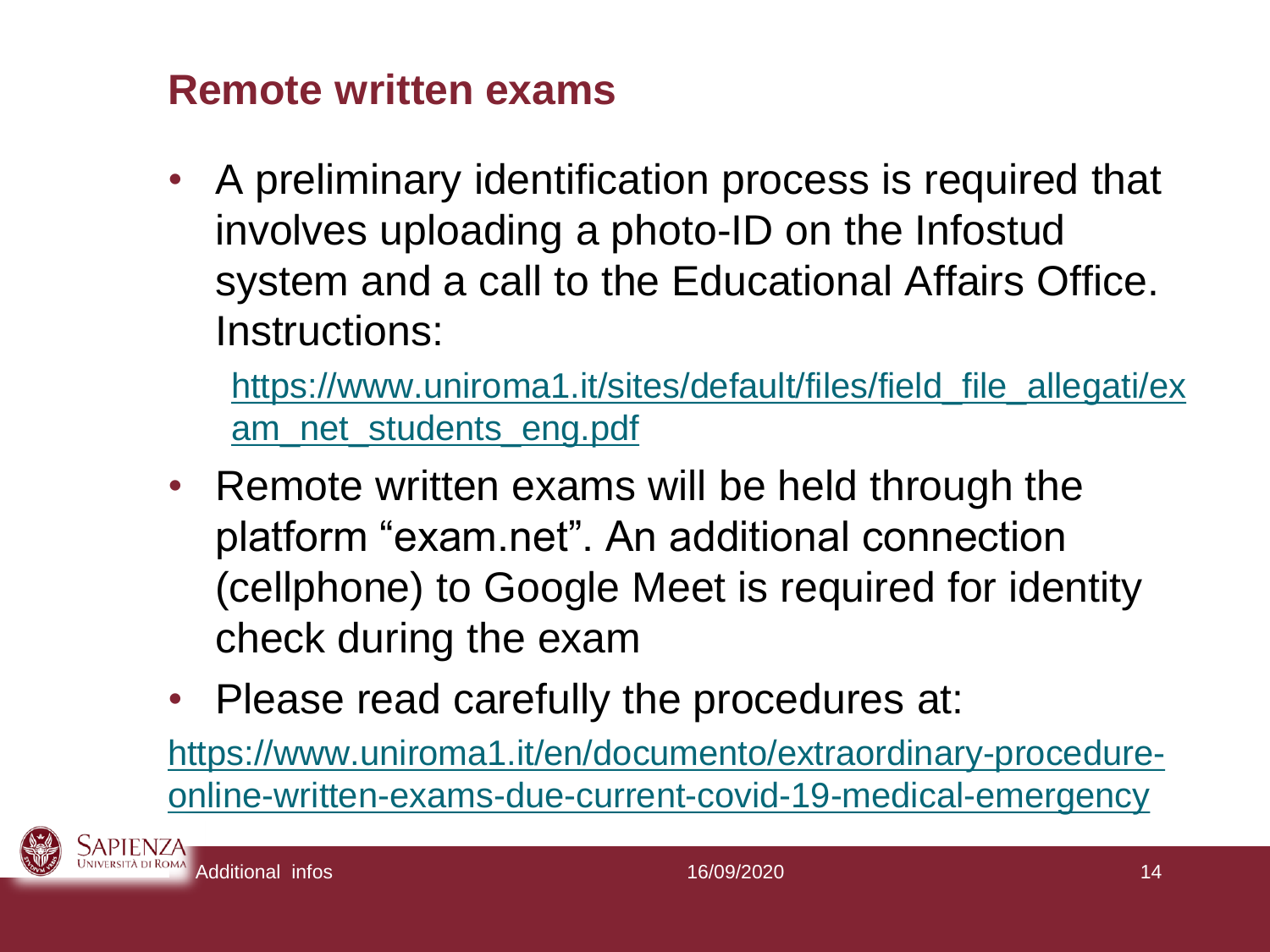## Remote written exams

- A preliminary identification process is required that involves uploading a photo-ID on the Infostud system and a call to the Educational Affairs Office. Instructions:

  https://www.uniroma1.it/sites/default/files/field_file_allegati/exam_net_students_eng.pdf

- Remote written exams will be held through the platform "exam.net". An additional connection (cellphone) to Google Meet is required for identity check during the exam
- Please read carefully the procedures at:

https://www.uniroma1.it/en/documento/extraordinary-procedure-online-written-exams-due-current-covid-19-medical-emergency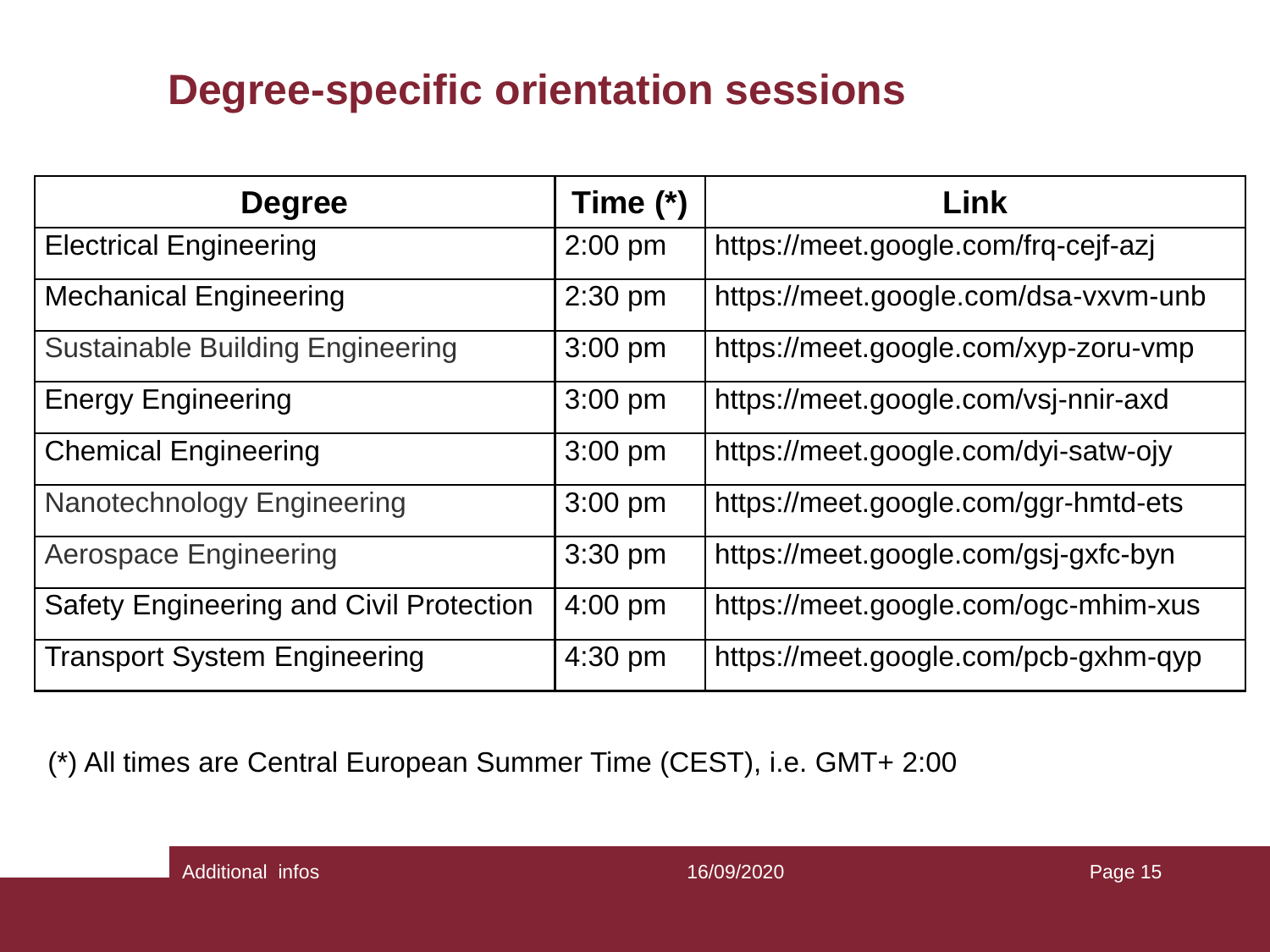## Degree-specific orientation sessions

| Degree | Time (*) | Link |
|---|---|---|
| Electrical Engineering | 2:00 pm | https://meet.google.com/frq-cejf-azj |
| Mechanical Engineering | 2:30 pm | https://meet.google.com/dsa-vxvm-unb |
| Sustainable Building Engineering | 3:00 pm | https://meet.google.com/xyp-zoru-vmp |
| Energy Engineering | 3:00 pm | https://meet.google.com/vsj-nnir-axd |
| Chemical Engineering | 3:00 pm | https://meet.google.com/dyi-satw-ojy |
| Nanotechnology Engineering | 3:00 pm | https://meet.google.com/ggr-hmtd-ets |
| Aerospace Engineering | 3:30 pm | https://meet.google.com/gsj-gxfc-byn |
| Safety Engineering and Civil Protection | 4:00 pm | https://meet.google.com/ogc-mhim-xus |
| Transport System Engineering | 4:30 pm | https://meet.google.com/pcb-gxhm-qyp |

(*) All times are Central European Summer Time (CEST), i.e. GMT+ 2:00